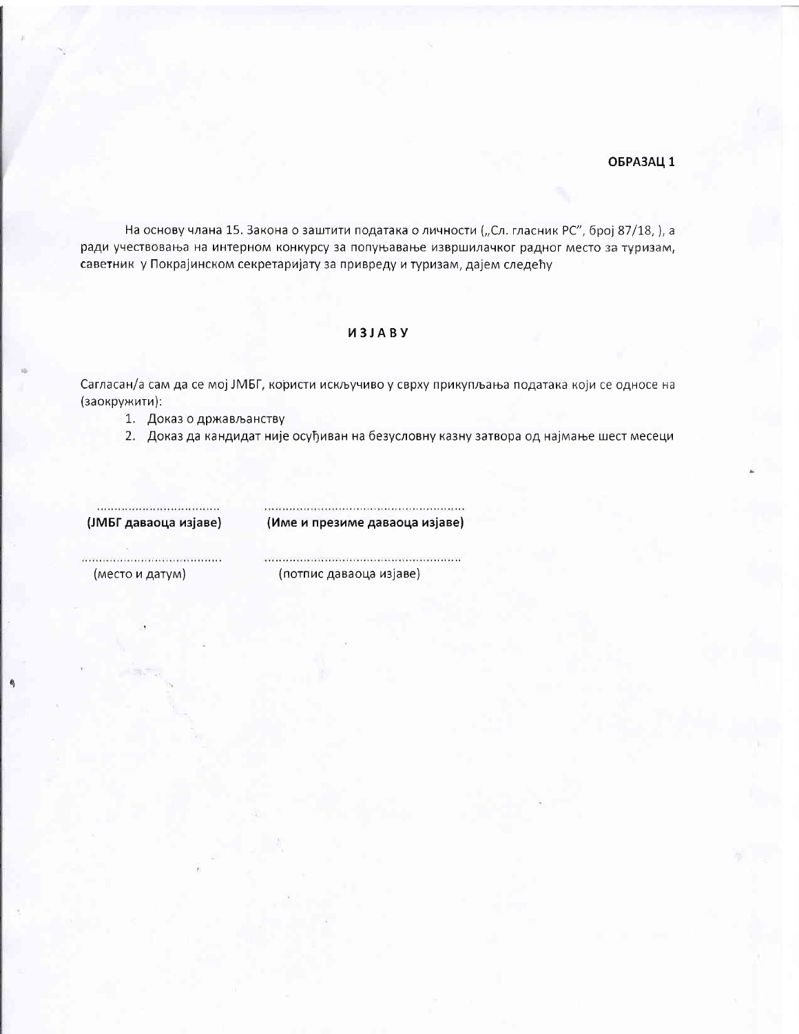**ОБРАЗАЦ 1**

На основу члана 15. Закона о заштити података о личности („Сл. гласник РС", број 87/18, ), а ради учествовања на интерном конкурсу за попуњавање извршилачког радног место за туризам, саветник у Покрајинском секретаријату за привреду и туризам, дајем следећу

**ИЗЈАВУ**

Сагласан/а сам да се мој ЈМБГ, користи искључиво у сврху прикупљања података који се односе на (заокружити):

1. Доказ о држављанству
2. Доказ да кандидат није осуђиван на безусловну казну затвора од најмање шест месеци

| ................................... | ........................................................ |
|---|---|
| **(ЈМБГ даваоца изјаве)** | **(Име и презиме даваоца изјаве)** |
| ........................................ | ........................................................ |
| (место и датум) | (потпис даваоца изјаве) |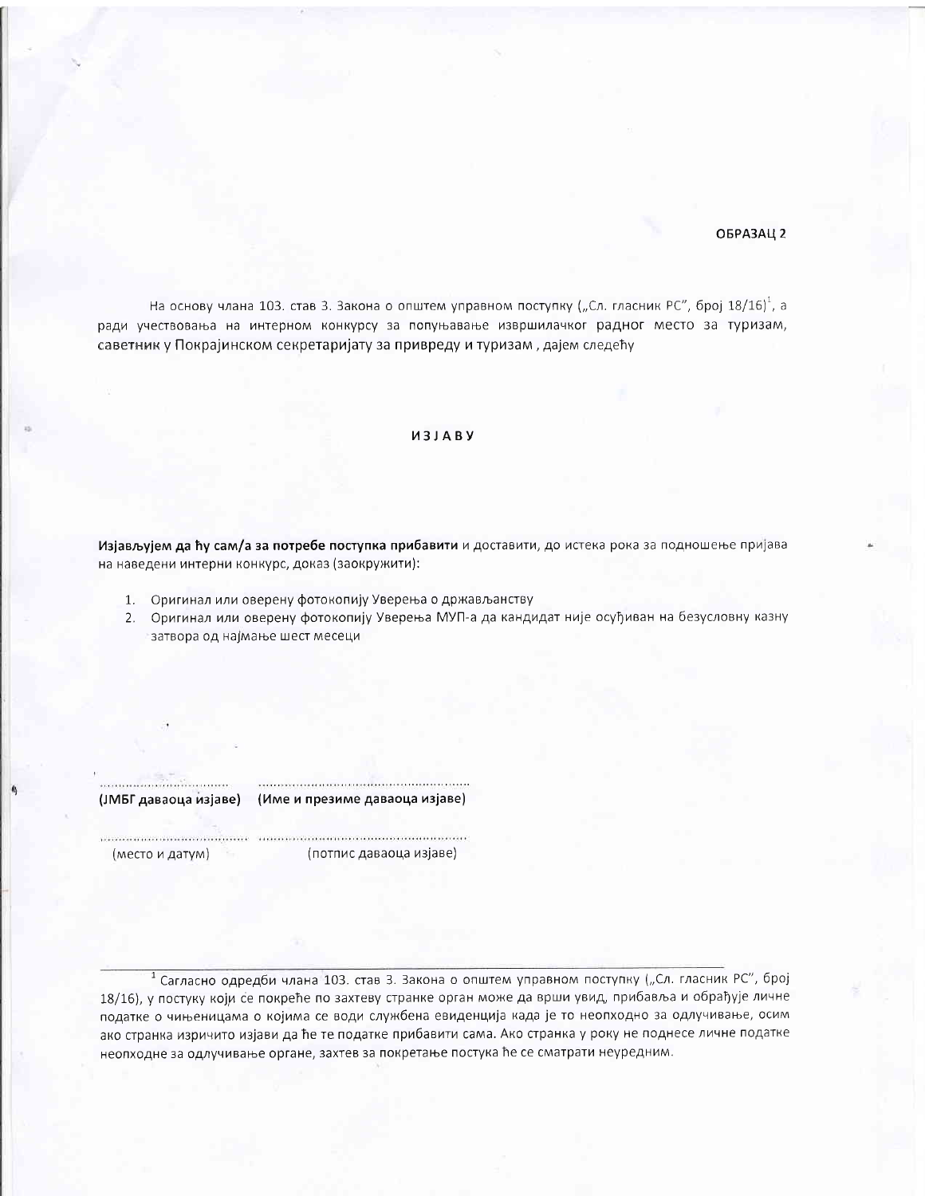ОБРАЗАЦ 2

На основу члана 103. став 3. Закона о општем управном поступку („Сл. гласник РС", број 18/16)[1], а ради учествовања на интерном конкурсу за попуњавање извршилачког радног место за туризам, саветник у Покрајинском секретаријату за привреду и туризам , дајем следећу

**И З Ј А В У**

**Изјављујем да ћу сам/а за потребе поступка прибавити** и доставити, до истека рока за подношење пријава на наведени интерни конкурс, доказ (заокружити):

1. Оригинал или оверену фотокопију Уверења о држављанству
2. Оригинал или оверену фотокопију Уверења МУП-а да кандидат није осуђиван на безусловну казну затвора од најмање шест месеци

| | |
|---|---|
| ................................ | ........................................................ |
| **(ЈМБГ даваоца изјаве)** | **(Име и презиме даваоца изјаве)** |
| ...................................... | ........................................................ |
| (место и датум) | (потпис даваоца изјаве) |

---

[1] Сагласно одредби члана 103. став 3. Закона о општем управном поступку („Сл. гласник РС", број 18/16), у постуку који се покреће по захтеву странке орган може да врши увид, прибавља и обрађује личне податке о чињеницама о којима се води службена евиденција када је то неопходно за одлучивање, осим ако странка изричито изјави да ће те податке прибавити сама. Ако странка у року не поднесе личне податке неопходне за одлучивање органе, захтев за покретање постука ће се сматрати неуредним.